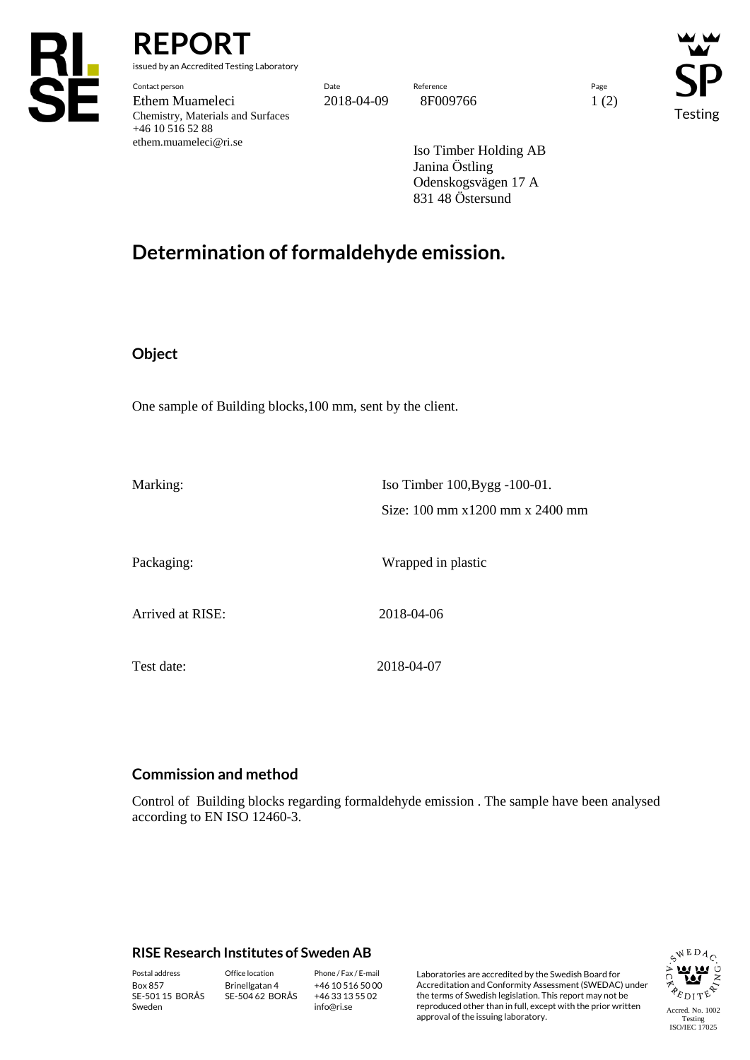# REPORT

issued by an Accredited Testing Laboratory

| Contact person | Date | Reference | Page |
|---|---|---|---|
| Ethem Muameleci | 2018-04-09 | 8F009766 | 1 (2) |
| Chemistry, Materials and Surfaces | | | |
| +46 10 516 52 88 | | | |
| ethem.muameleci@ri.se | | | |

Iso Timber Holding AB
Janina Östling
Odenskogsvägen 17 A
831 48 Östersund

## Determination of formaldehyde emission.

### Object

One sample of Building blocks,100 mm, sent by the client.

| | |
|---|---|
| Marking: | Iso Timber 100,Bygg -100-01.<br>Size: 100 mm x1200 mm x 2400 mm |
| Packaging: | Wrapped in plastic |
| Arrived at RISE: | 2018-04-06 |
| Test date: | 2018-04-07 |

### Commission and method

Control of Building blocks regarding formaldehyde emission . The sample have been analysed according to EN ISO 12460-3.

**RISE Research Institutes of Sweden AB**

| Postal address | Office location | Phone / Fax / E-mail |
|---|---|---|
| Box 857<br>SE-501 15 BORÅS<br>Sweden | Brinellgatan 4<br>SE-504 62 BORÅS | +46 10 516 50 00<br>+46 33 13 55 02<br>info@ri.se |

Laboratories are accredited by the Swedish Board for Accreditation and Conformity Assessment (SWEDAC) under the terms of Swedish legislation. This report may not be reproduced other than in full, except with the prior written approval of the issuing laboratory.

Accred. No. 1002
Testing
ISO/IEC 17025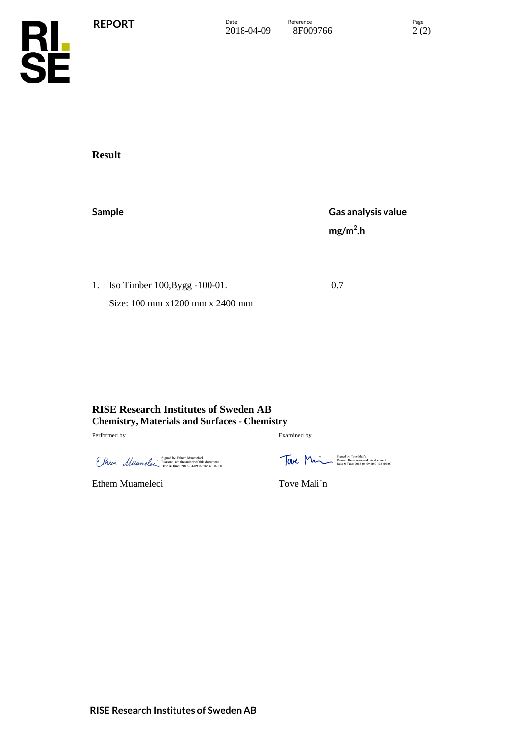**Result**

| Sample | Gas analysis value $mg/m^2.h$ |
|---|---|
| 1. Iso Timber 100,Bygg -100-01. Size: 100 mm x1200 mm x 2400 mm | 0.7 |

**RISE Research Institutes of Sweden AB**
**Chemistry, Materials and Surfaces - Chemistry**

| Performed by | Examined by |
|---|---|
| Signed by: Ethem Muameleci Reason: I am the author of this document Date & Time: 2018-04-09 09:56:36 +02:00 | Signed by: Tove Malín Reason: I have reviewed this document Date & Time: 2018-04-09 10:01:22 +02:00 |
| Ethem Muameleci | Tove Mali´n |